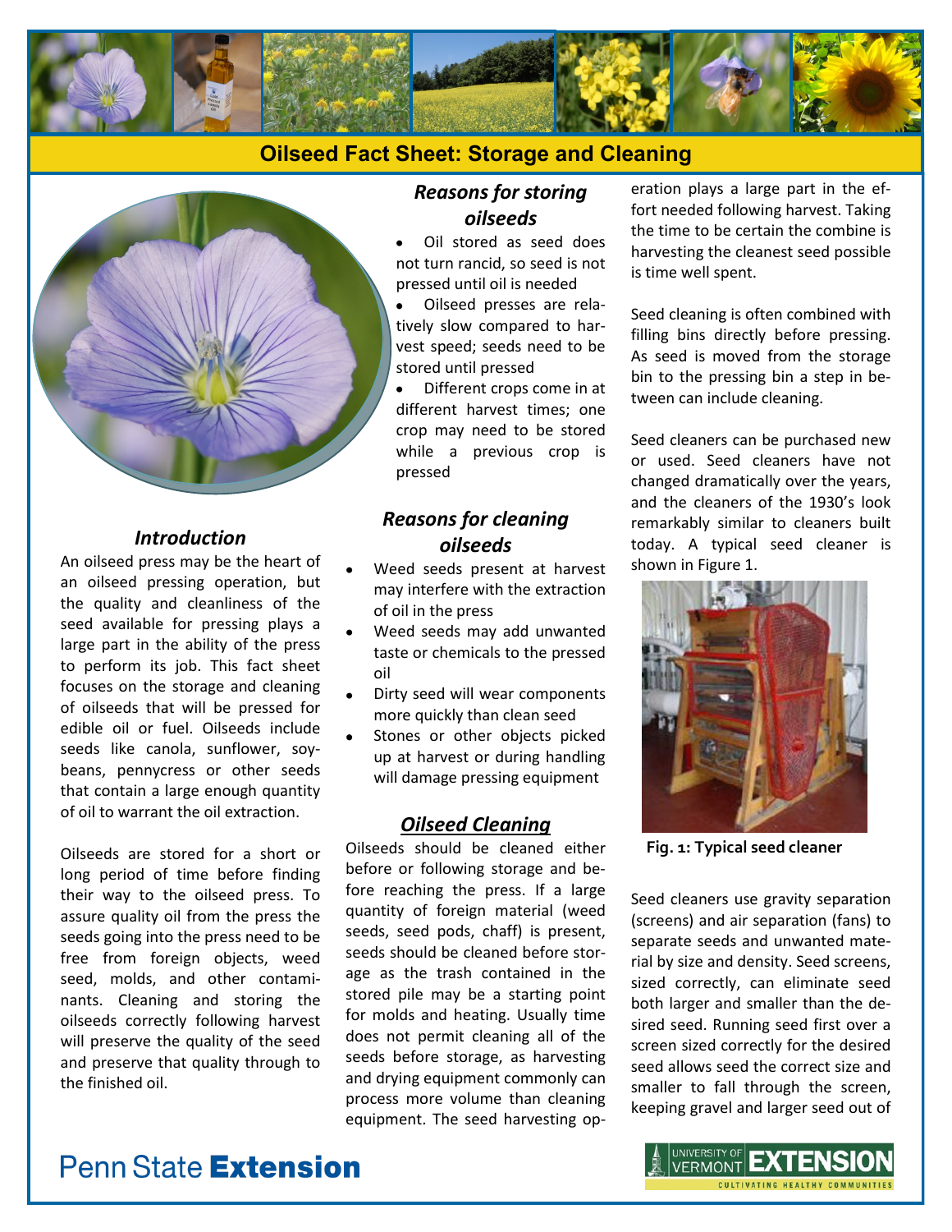# Oilseed Fact Sheet: Storage and Cleaning

### *Introduction*

An oilseed press may be the heart of an oilseed pressing operation, but the quality and cleanliness of the seed available for pressing plays a large part in the ability of the press to perform its job. This fact sheet focuses on the storage and cleaning of oilseeds that will be pressed for edible oil or fuel. Oilseeds include seeds like canola, sunflower, soybeans, pennycress or other seeds that contain a large enough quantity of oil to warrant the oil extraction.

Oilseeds are stored for a short or long period of time before finding their way to the oilseed press. To assure quality oil from the press the seeds going into the press need to be free from foreign objects, weed seed, molds, and other contaminants. Cleaning and storing the oilseeds correctly following harvest will preserve the quality of the seed and preserve that quality through to the finished oil.

### *Reasons for storing oilseeds*

- Oil stored as seed does not turn rancid, so seed is not pressed until oil is needed
- Oilseed presses are relatively slow compared to harvest speed; seeds need to be stored until pressed
- Different crops come in at different harvest times; one crop may need to be stored while a previous crop is pressed

### *Reasons for cleaning oilseeds*

- Weed seeds present at harvest may interfere with the extraction of oil in the press
- Weed seeds may add unwanted taste or chemicals to the pressed oil
- Dirty seed will wear components more quickly than clean seed
- Stones or other objects picked up at harvest or during handling will damage pressing equipment

### *Oilseed Cleaning*

Oilseeds should be cleaned either before or following storage and before reaching the press. If a large quantity of foreign material (weed seeds, seed pods, chaff) is present, seeds should be cleaned before storage as the trash contained in the stored pile may be a starting point for molds and heating. Usually time does not permit cleaning all of the seeds before storage, as harvesting and drying equipment commonly can process more volume than cleaning equipment. The seed harvesting operation plays a large part in the effort needed following harvest. Taking the time to be certain the combine is harvesting the cleanest seed possible is time well spent.

Seed cleaning is often combined with filling bins directly before pressing. As seed is moved from the storage bin to the pressing bin a step in between can include cleaning.

Seed cleaners can be purchased new or used. Seed cleaners have not changed dramatically over the years, and the cleaners of the 1930's look remarkably similar to cleaners built today. A typical seed cleaner is shown in Figure 1.

**Fig. 1: Typical seed cleaner**

Seed cleaners use gravity separation (screens) and air separation (fans) to separate seeds and unwanted material by size and density. Seed screens, sized correctly, can eliminate seed both larger and smaller than the desired seed. Running seed first over a screen sized correctly for the desired seed allows seed the correct size and smaller to fall through the screen, keeping gravel and larger seed out of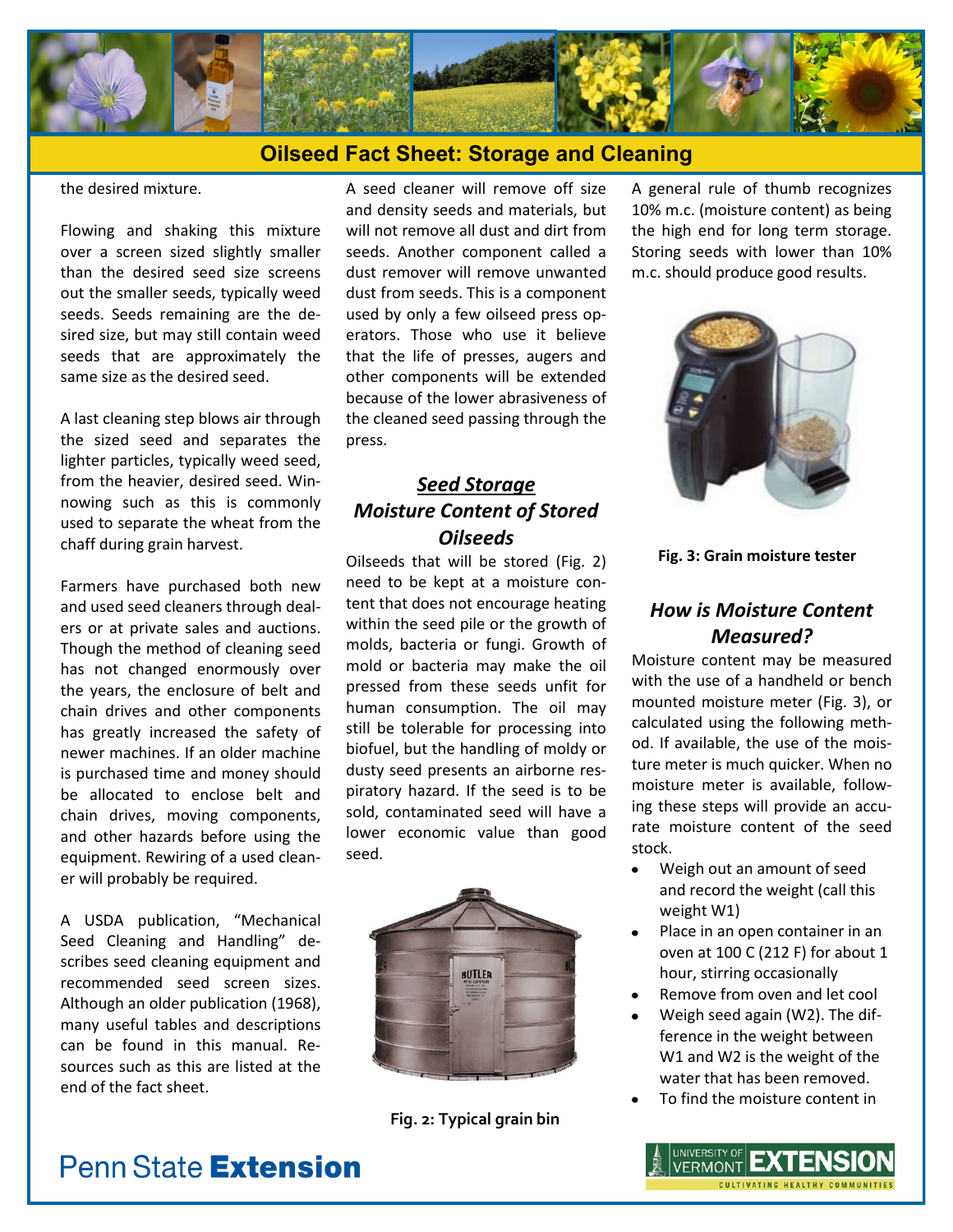the desired mixture.

Flowing and shaking this mixture over a screen sized slightly smaller than the desired seed size screens out the smaller seeds, typically weed seeds. Seeds remaining are the desired size, but may still contain weed seeds that are approximately the same size as the desired seed.

A last cleaning step blows air through the sized seed and separates the lighter particles, typically weed seed, from the heavier, desired seed. Winnowing such as this is commonly used to separate the wheat from the chaff during grain harvest.

Farmers have purchased both new and used seed cleaners through dealers or at private sales and auctions. Though the method of cleaning seed has not changed enormously over the years, the enclosure of belt and chain drives and other components has greatly increased the safety of newer machines. If an older machine is purchased time and money should be allocated to enclose belt and chain drives, moving components, and other hazards before using the equipment. Rewiring of a used cleaner will probably be required.

A USDA publication, "Mechanical Seed Cleaning and Handling" describes seed cleaning equipment and recommended seed screen sizes. Although an older publication (1968), many useful tables and descriptions can be found in this manual. Resources such as this are listed at the end of the fact sheet.

A seed cleaner will remove off size and density seeds and materials, but will not remove all dust and dirt from seeds. Another component called a dust remover will remove unwanted dust from seeds. This is a component used by only a few oilseed press operators. Those who use it believe that the life of presses, augers and other components will be extended because of the lower abrasiveness of the cleaned seed passing through the press.

## *Seed Storage*

## *Moisture Content of Stored Oilseeds*

Oilseeds that will be stored (Fig. 2) need to be kept at a moisture content that does not encourage heating within the seed pile or the growth of molds, bacteria or fungi. Growth of mold or bacteria may make the oil pressed from these seeds unfit for human consumption. The oil may still be tolerable for processing into biofuel, but the handling of moldy or dusty seed presents an airborne respiratory hazard. If the seed is to be sold, contaminated seed will have a lower economic value than good seed.

**Fig. 2: Typical grain bin**

A general rule of thumb recognizes 10% m.c. (moisture content) as being the high end for long term storage. Storing seeds with lower than 10% m.c. should produce good results.

**Fig. 3: Grain moisture tester**

## *How is Moisture Content Measured?*

Moisture content may be measured with the use of a handheld or bench mounted moisture meter (Fig. 3), or calculated using the following method. If available, the use of the moisture meter is much quicker. When no moisture meter is available, following these steps will provide an accurate moisture content of the seed stock.

- Weigh out an amount of seed and record the weight (call this weight W1)
- Place in an open container in an oven at 100 C (212 F) for about 1 hour, stirring occasionally
- Remove from oven and let cool
- Weigh seed again (W2). The difference in the weight between W1 and W2 is the weight of the water that has been removed.
- To find the moisture content in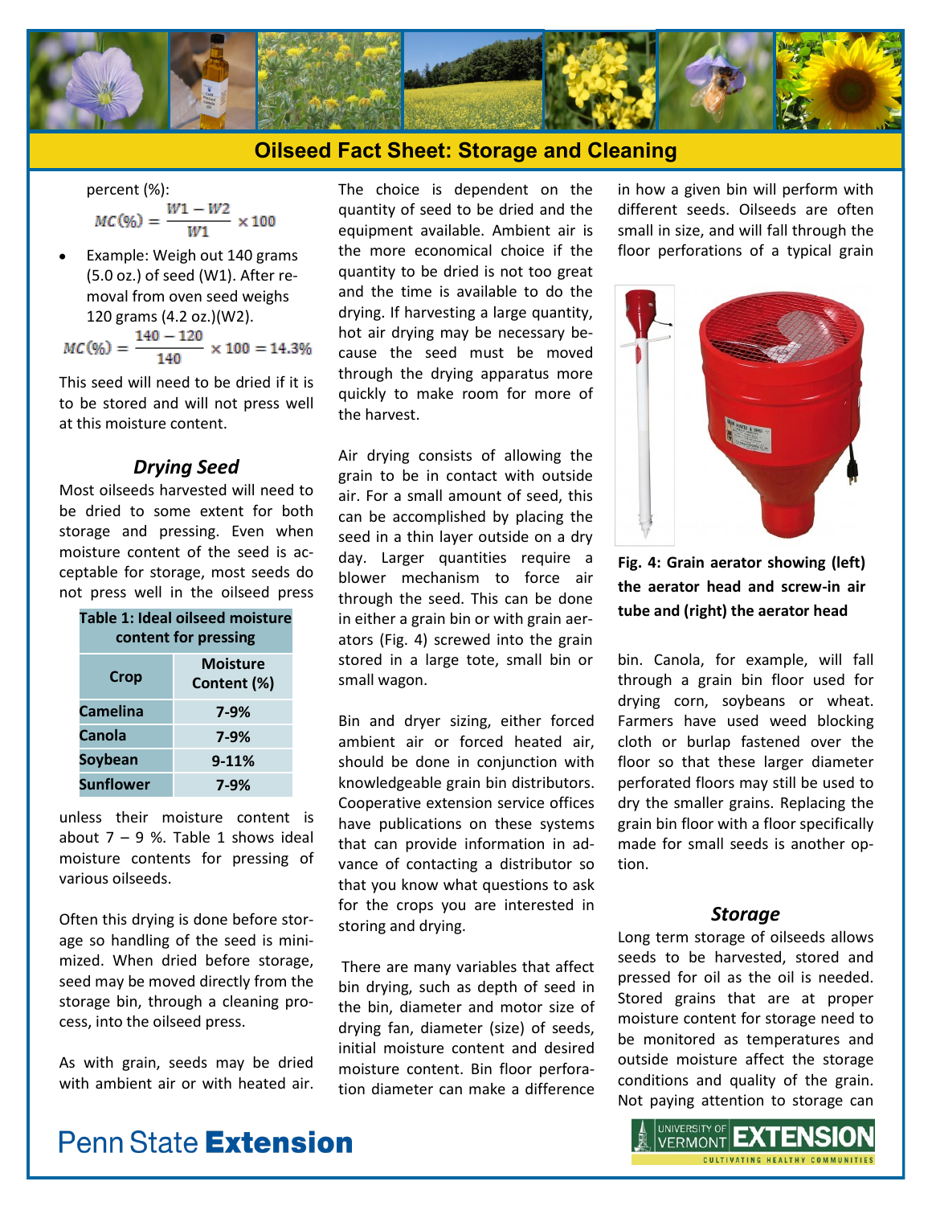# Oilseed Fact Sheet: Storage and Cleaning

percent (%):

$$MC(\%) = \frac{W1 - W2}{W1} \times 100$$

- Example: Weigh out 140 grams (5.0 oz.) of seed (W1). After removal from oven seed weighs 120 grams (4.2 oz.)(W2).

$$MC(\%) = \frac{140 - 120}{140} \times 100 = 14.3\%$$

This seed will need to be dried if it is to be stored and will not press well at this moisture content.

### *Drying Seed*

Most oilseeds harvested will need to be dried to some extent for both storage and pressing. Even when moisture content of the seed is acceptable for storage, most seeds do not press well in the oilseed press unless their moisture content is about 7 – 9 %. Table 1 shows ideal moisture contents for pressing of various oilseeds.

**Table 1: Ideal oilseed moisture content for pressing**

| Crop | Moisture Content (%) |
|---|---|
| Camelina | 7-9% |
| Canola | 7-9% |
| Soybean | 9-11% |
| Sunflower | 7-9% |

Often this drying is done before storage so handling of the seed is minimized. When dried before storage, seed may be moved directly from the storage bin, through a cleaning process, into the oilseed press.

As with grain, seeds may be dried with ambient air or with heated air. The choice is dependent on the quantity of seed to be dried and the equipment available. Ambient air is the more economical choice if the quantity to be dried is not too great and the time is available to do the drying. If harvesting a large quantity, hot air drying may be necessary because the seed must be moved through the drying apparatus more quickly to make room for more of the harvest.

Air drying consists of allowing the grain to be in contact with outside air. For a small amount of seed, this can be accomplished by placing the seed in a thin layer outside on a dry day. Larger quantities require a blower mechanism to force air through the seed. This can be done in either a grain bin or with grain aerators (Fig. 4) screwed into the grain stored in a large tote, small bin or small wagon.

Bin and dryer sizing, either forced ambient air or forced heated air, should be done in conjunction with knowledgeable grain bin distributors. Cooperative extension service offices have publications on these systems that can provide information in advance of contacting a distributor so that you know what questions to ask for the crops you are interested in storing and drying.

There are many variables that affect bin drying, such as depth of seed in the bin, diameter and motor size of drying fan, diameter (size) of seeds, initial moisture content and desired moisture content. Bin floor perforation diameter can make a difference in how a given bin will perform with different seeds. Oilseeds are often small in size, and will fall through the floor perforations of a typical grain bin. Canola, for example, will fall through a grain bin floor used for drying corn, soybeans or wheat. Farmers have used weed blocking cloth or burlap fastened over the floor so that these larger diameter perforated floors may still be used to dry the smaller grains. Replacing the grain bin floor with a floor specifically made for small seeds is another option.

**Fig. 4: Grain aerator showing (left) the aerator head and screw-in air tube and (right) the aerator head**

### *Storage*

Long term storage of oilseeds allows seeds to be harvested, stored and pressed for oil as the oil is needed. Stored grains that are at proper moisture content for storage need to be monitored as temperatures and outside moisture affect the storage conditions and quality of the grain. Not paying attention to storage can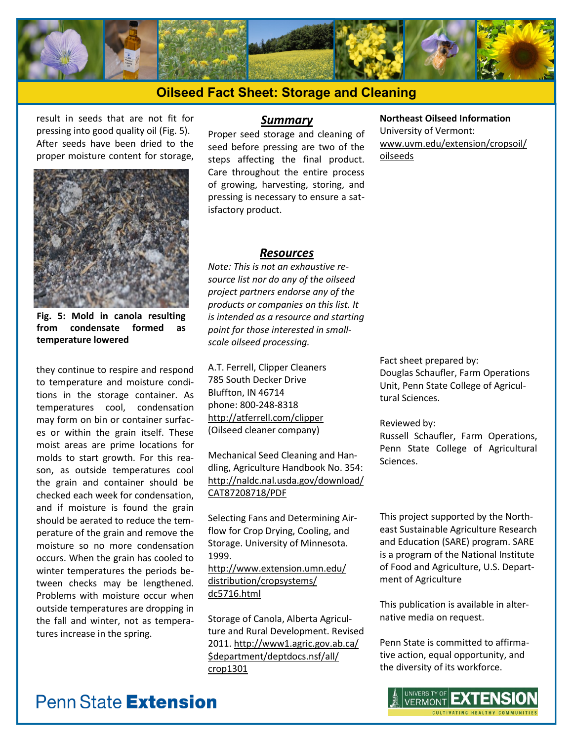# Oilseed Fact Sheet: Storage and Cleaning

result in seeds that are not fit for pressing into good quality oil (Fig. 5). After seeds have been dried to the proper moisture content for storage,

**Fig. 5: Mold in canola resulting from condensate formed as temperature lowered**

they continue to respire and respond to temperature and moisture conditions in the storage container. As temperatures cool, condensation may form on bin or container surfaces or within the grain itself. These moist areas are prime locations for molds to start growth. For this reason, as outside temperatures cool the grain and container should be checked each week for condensation, and if moisture is found the grain should be aerated to reduce the temperature of the grain and remove the moisture so no more condensation occurs. When the grain has cooled to winter temperatures the periods between checks may be lengthened. Problems with moisture occur when outside temperatures are dropping in the fall and winter, not as temperatures increase in the spring.

## *Summary*

Proper seed storage and cleaning of seed before pressing are two of the steps affecting the final product. Care throughout the entire process of growing, harvesting, storing, and pressing is necessary to ensure a satisfactory product.

## *Resources*

*Note: This is not an exhaustive resource list nor do any of the oilseed project partners endorse any of the products or companies on this list. It is intended as a resource and starting point for those interested in small-scale oilseed processing.*

A.T. Ferrell, Clipper Cleaners
785 South Decker Drive
Bluffton, IN 46714
phone: 800-248-8318
http://atferrell.com/clipper
(Oilseed cleaner company)

Mechanical Seed Cleaning and Handling, Agriculture Handbook No. 354: http://naldc.nal.usda.gov/download/CAT87208718/PDF

Selecting Fans and Determining Airflow for Crop Drying, Cooling, and Storage. University of Minnesota. 1999.
http://www.extension.umn.edu/distribution/cropsystems/dc5716.html

Storage of Canola, Alberta Agriculture and Rural Development. Revised 2011. http://www1.agric.gov.ab.ca/$department/deptdocs.nsf/all/crop1301

**Northeast Oilseed Information**
University of Vermont:
www.uvm.edu/extension/cropsoil/oilseeds

Fact sheet prepared by:
Douglas Schaufler, Farm Operations Unit, Penn State College of Agricultural Sciences.

Reviewed by:
Russell Schaufler, Farm Operations, Penn State College of Agricultural Sciences.

This project supported by the Northeast Sustainable Agriculture Research and Education (SARE) program. SARE is a program of the National Institute of Food and Agriculture, U.S. Department of Agriculture

This publication is available in alternative media on request.

Penn State is committed to affirmative action, equal opportunity, and the diversity of its workforce.

Penn State Extension

University of Vermont Extension — Cultivating Healthy Communities